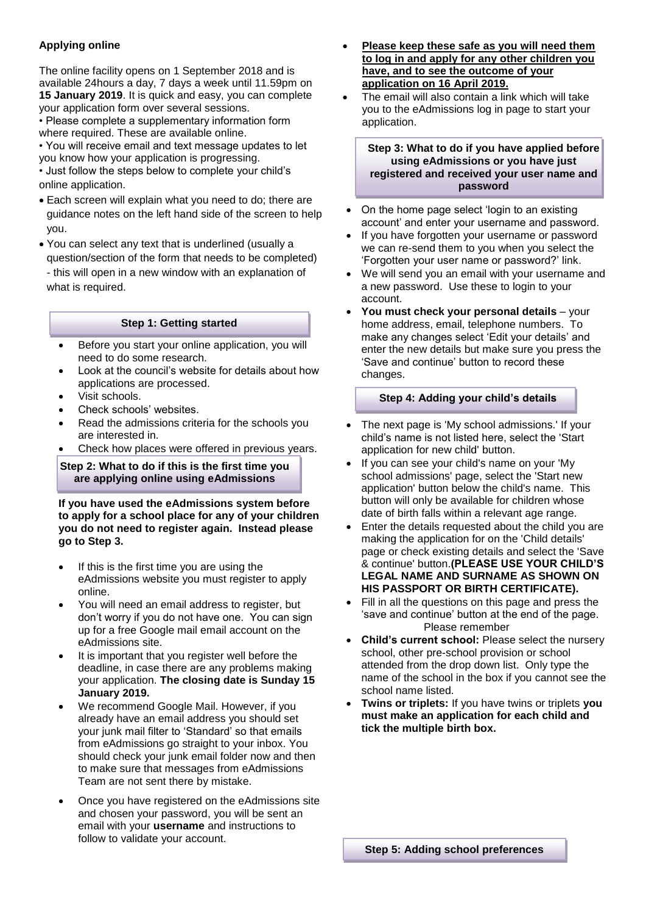### Applying online

The online facility opens on 1 September 2018 and is available 24hours a day, 7 days a week until 11.59pm on **15 January 2019**. It is quick and easy, you can complete your application form over several sessions.

• Please complete a supplementary information form where required. These are available online.

• You will receive email and text message updates to let you know how your application is progressing.

• Just follow the steps below to complete your child's online application.

- Each screen will explain what you need to do; there are guidance notes on the left hand side of the screen to help you.
- You can select any text that is underlined (usually a question/section of the form that needs to be completed) - this will open in a new window with an explanation of what is required.

### Step 1: Getting started

- Before you start your online application, you will need to do some research.
- Look at the council's website for details about how applications are processed.
- Visit schools.
- Check schools' websites.
- Read the admissions criteria for the schools you are interested in.
- Check how places were offered in previous years.

### Step 2: What to do if this is the first time you are applying online using eAdmissions

**If you have used the eAdmissions system before to apply for a school place for any of your children you do not need to register again. Instead please go to Step 3.**

- If this is the first time you are using the eAdmissions website you must register to apply online.
- You will need an email address to register, but don't worry if you do not have one. You can sign up for a free Google mail email account on the eAdmissions site.
- It is important that you register well before the deadline, in case there are any problems making your application. **The closing date is Sunday 15 January 2019.**
- We recommend Google Mail. However, if you already have an email address you should set your junk mail filter to 'Standard' so that emails from eAdmissions go straight to your inbox. You should check your junk email folder now and then to make sure that messages from eAdmissions Team are not sent there by mistake.
- Once you have registered on the eAdmissions site and chosen your password, you will be sent an email with your **username** and instructions to follow to validate your account.
- **Please keep these safe as you will need them to log in and apply for any other children you have, and to see the outcome of your application on 16 April 2019.**
- The email will also contain a link which will take you to the eAdmissions log in page to start your application.

### Step 3: What to do if you have applied before using eAdmissions or you have just registered and received your user name and password

- On the home page select 'login to an existing account' and enter your username and password.
- If you have forgotten your username or password we can re-send them to you when you select the 'Forgotten your user name or password?' link.
- We will send you an email with your username and a new password. Use these to login to your account.
- **You must check your personal details** – your home address, email, telephone numbers. To make any changes select 'Edit your details' and enter the new details but make sure you press the 'Save and continue' button to record these changes.

### Step 4: Adding your child's details

- The next page is 'My school admissions.' If your child's name is not listed here, select the 'Start application for new child' button.
- If you can see your child's name on your 'My school admissions' page, select the 'Start new application' button below the child's name. This button will only be available for children whose date of birth falls within a relevant age range.
- Enter the details requested about the child you are making the application for on the 'Child details' page or check existing details and select the 'Save & continue' button.**(PLEASE USE YOUR CHILD'S LEGAL NAME AND SURNAME AS SHOWN ON HIS PASSPORT OR BIRTH CERTIFICATE).**
- Fill in all the questions on this page and press the 'save and continue' button at the end of the page.

Please remember

- **Child's current school:** Please select the nursery school, other pre-school provision or school attended from the drop down list. Only type the name of the school in the box if you cannot see the school name listed.
- **Twins or triplets:** If you have twins or triplets **you must make an application for each child and tick the multiple birth box.**

### Step 5: Adding school preferences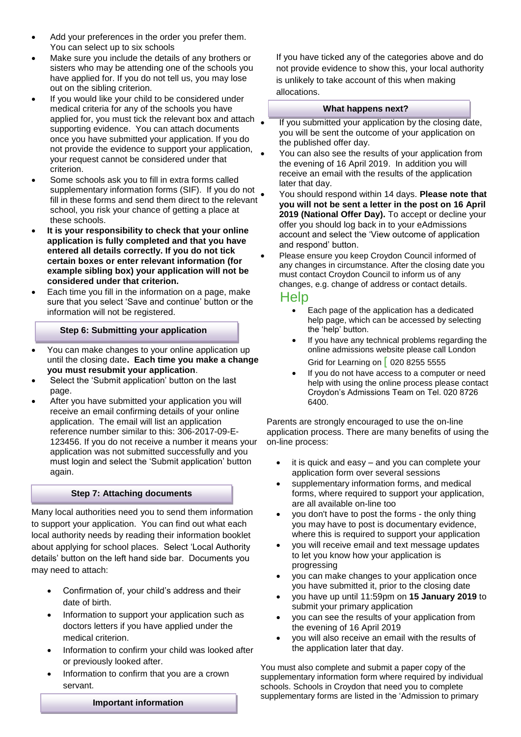- Add your preferences in the order you prefer them. You can select up to six schools
- Make sure you include the details of any brothers or sisters who may be attending one of the schools you have applied for. If you do not tell us, you may lose out on the sibling criterion.
- If you would like your child to be considered under medical criteria for any of the schools you have applied for, you must tick the relevant box and attach supporting evidence. You can attach documents once you have submitted your application. If you do not provide the evidence to support your application, your request cannot be considered under that criterion.
- Some schools ask you to fill in extra forms called supplementary information forms (SIF). If you do not fill in these forms and send them direct to the relevant school, you risk your chance of getting a place at these schools.
- **It is your responsibility to check that your online application is fully completed and that you have entered all details correctly. If you do not tick certain boxes or enter relevant information (for example sibling box) your application will not be considered under that criterion.**
- Each time you fill in the information on a page, make sure that you select 'Save and continue' button or the information will not be registered.

### Step 6: Submitting your application

- You can make changes to your online application up until the closing date**. Each time you make a change you must resubmit your application**.
- Select the 'Submit application' button on the last page.
- After you have submitted your application you will receive an email confirming details of your online application. The email will list an application reference number similar to this: 306-2017-09-E-123456. If you do not receive a number it means your application was not submitted successfully and you must login and select the 'Submit application' button again.

### Step 7: Attaching documents

Many local authorities need you to send them information to support your application. You can find out what each local authority needs by reading their information booklet about applying for school places. Select 'Local Authority details' button on the left hand side bar. Documents you may need to attach:

- Confirmation of, your child's address and their date of birth.
- Information to support your application such as doctors letters if you have applied under the medical criterion.
- Information to confirm your child was looked after or previously looked after.
- Information to confirm that you are a crown servant.

### Important information

If you have ticked any of the categories above and do not provide evidence to show this, your local authority is unlikely to take account of this when making allocations.

### What happens next?

- If you submitted your application by the closing date, you will be sent the outcome of your application on the published offer day.
- You can also see the results of your application from the evening of 16 April 2019. In addition you will receive an email with the results of the application later that day.
- You should respond within 14 days. **Please note that you will not be sent a letter in the post on 16 April 2019 (National Offer Day).** To accept or decline your offer you should log back in to your eAdmissions account and select the 'View outcome of application and respond' button.
- Please ensure you keep Croydon Council informed of any changes in circumstance. After the closing date you must contact Croydon Council to inform us of any changes, e.g. change of address or contact details.

## Help

- Each page of the application has a dedicated help page, which can be accessed by selecting the 'help' button.
- If you have any technical problems regarding the online admissions website please call London Grid for Learning on [ 020 8255 5555
- If you do not have access to a computer or need help with using the online process please contact Croydon's Admissions Team on Tel. 020 8726 6400.

Parents are strongly encouraged to use the on-line application process. There are many benefits of using the on-line process:

- it is quick and easy – and you can complete your application form over several sessions
- supplementary information forms, and medical forms, where required to support your application, are all available on-line too
- you don't have to post the forms - the only thing you may have to post is documentary evidence, where this is required to support your application
- you will receive email and text message updates to let you know how your application is progressing
- you can make changes to your application once you have submitted it, prior to the closing date
- you have up until 11:59pm on **15 January 2019** to submit your primary application
- you can see the results of your application from the evening of 16 April 2019
- you will also receive an email with the results of the application later that day.

You must also complete and submit a paper copy of the supplementary information form where required by individual schools. Schools in Croydon that need you to complete supplementary forms are listed in the 'Admission to primary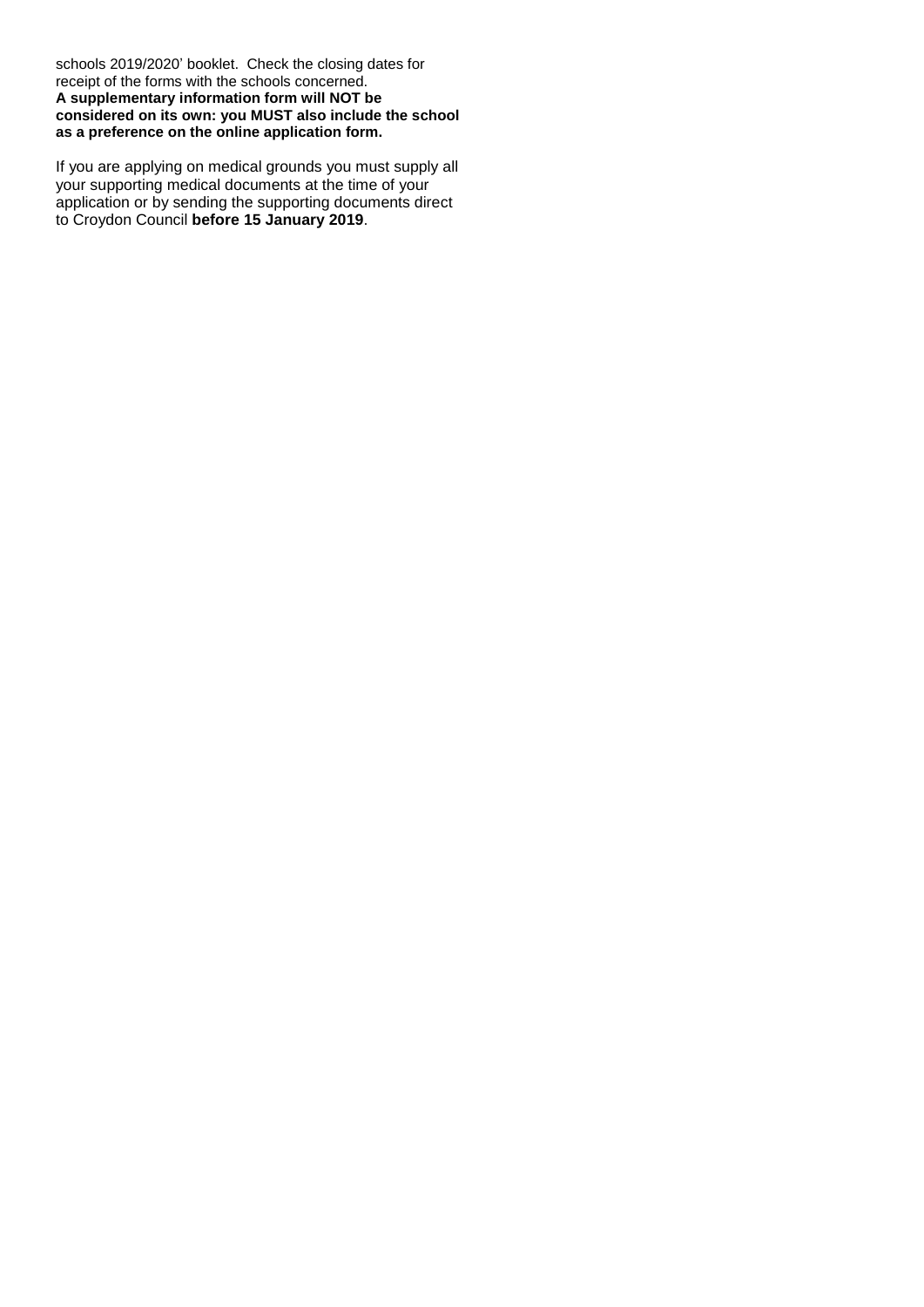schools 2019/2020' booklet. Check the closing dates for receipt of the forms with the schools concerned.
**A supplementary information form will NOT be considered on its own: you MUST also include the school as a preference on the online application form.**

If you are applying on medical grounds you must supply all your supporting medical documents at the time of your application or by sending the supporting documents direct to Croydon Council **before 15 January 2019**.